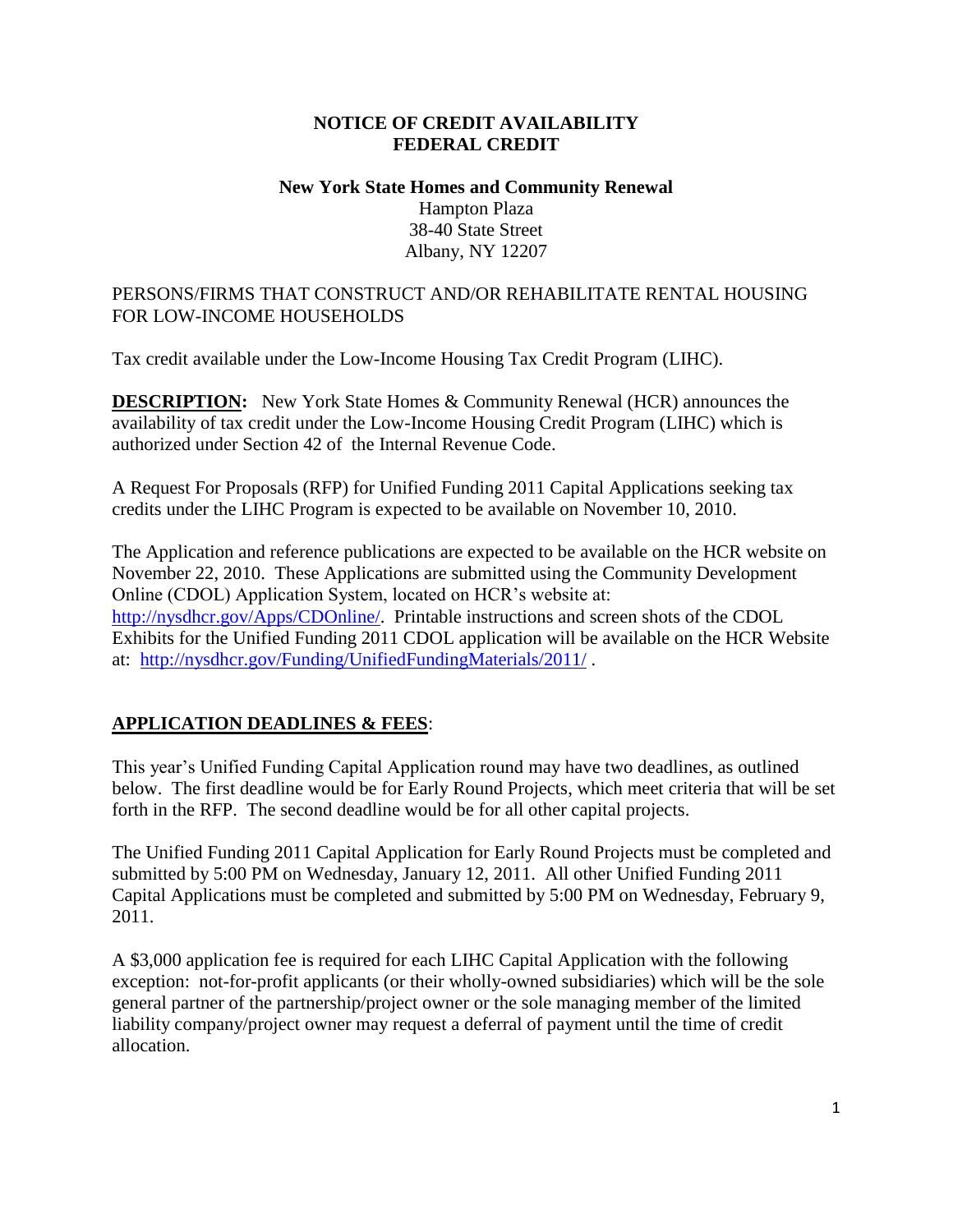# NOTICE OF CREDIT AVAILABILITY
# FEDERAL CREDIT

**New York State Homes and Community Renewal**
Hampton Plaza
38-40 State Street
Albany, NY 12207

PERSONS/FIRMS THAT CONSTRUCT AND/OR REHABILITATE RENTAL HOUSING FOR LOW-INCOME HOUSEHOLDS

Tax credit available under the Low-Income Housing Tax Credit Program (LIHC).

**DESCRIPTION:** New York State Homes & Community Renewal (HCR) announces the availability of tax credit under the Low-Income Housing Credit Program (LIHC) which is authorized under Section 42 of the Internal Revenue Code.

A Request For Proposals (RFP) for Unified Funding 2011 Capital Applications seeking tax credits under the LIHC Program is expected to be available on November 10, 2010.

The Application and reference publications are expected to be available on the HCR website on November 22, 2010. These Applications are submitted using the Community Development Online (CDOL) Application System, located on HCR's website at: http://nysdhcr.gov/Apps/CDOnline/. Printable instructions and screen shots of the CDOL Exhibits for the Unified Funding 2011 CDOL application will be available on the HCR Website at: http://nysdhcr.gov/Funding/UnifiedFundingMaterials/2011/ .

## APPLICATION DEADLINES & FEES:

This year's Unified Funding Capital Application round may have two deadlines, as outlined below. The first deadline would be for Early Round Projects, which meet criteria that will be set forth in the RFP. The second deadline would be for all other capital projects.

The Unified Funding 2011 Capital Application for Early Round Projects must be completed and submitted by 5:00 PM on Wednesday, January 12, 2011. All other Unified Funding 2011 Capital Applications must be completed and submitted by 5:00 PM on Wednesday, February 9, 2011.

A $3,000 application fee is required for each LIHC Capital Application with the following exception: not-for-profit applicants (or their wholly-owned subsidiaries) which will be the sole general partner of the partnership/project owner or the sole managing member of the limited liability company/project owner may request a deferral of payment until the time of credit allocation.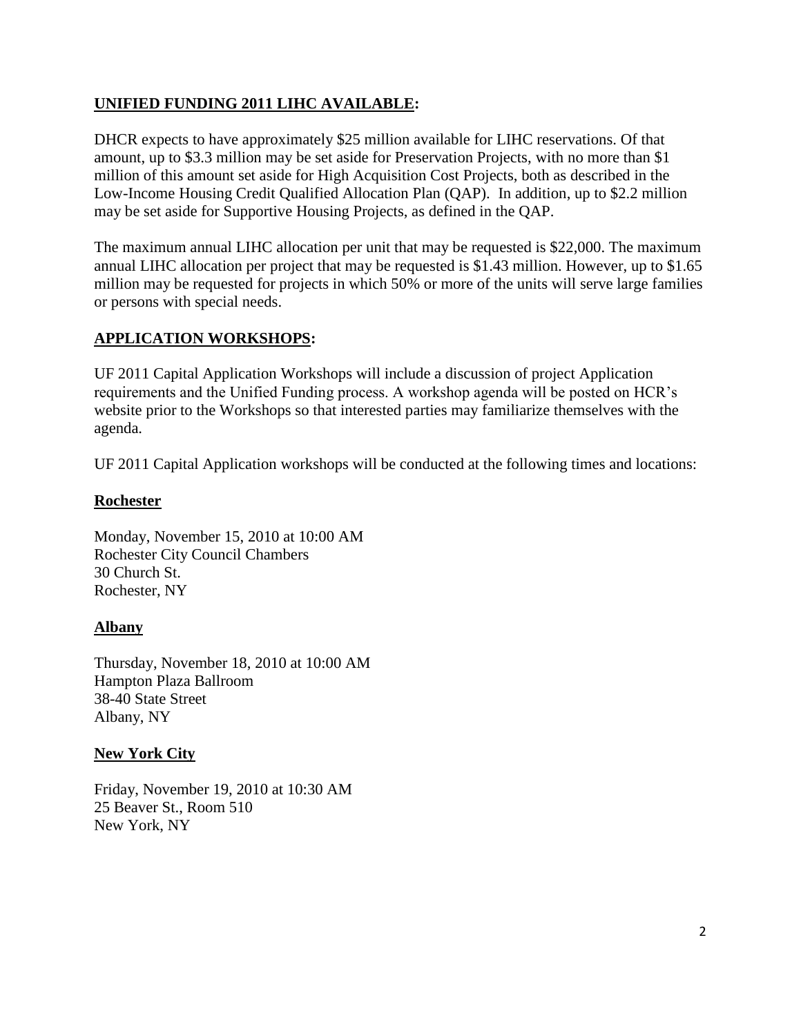## UNIFIED FUNDING 2011 LIHC AVAILABLE:

DHCR expects to have approximately $25 million available for LIHC reservations. Of that amount, up to $3.3 million may be set aside for Preservation Projects, with no more than $1 million of this amount set aside for High Acquisition Cost Projects, both as described in the Low-Income Housing Credit Qualified Allocation Plan (QAP). In addition, up to $2.2 million may be set aside for Supportive Housing Projects, as defined in the QAP.

The maximum annual LIHC allocation per unit that may be requested is $22,000. The maximum annual LIHC allocation per project that may be requested is $1.43 million. However, up to $1.65 million may be requested for projects in which 50% or more of the units will serve large families or persons with special needs.

## APPLICATION WORKSHOPS:

UF 2011 Capital Application Workshops will include a discussion of project Application requirements and the Unified Funding process. A workshop agenda will be posted on HCR's website prior to the Workshops so that interested parties may familiarize themselves with the agenda.

UF 2011 Capital Application workshops will be conducted at the following times and locations:

### Rochester

Monday, November 15, 2010 at 10:00 AM
Rochester City Council Chambers
30 Church St.
Rochester, NY

### Albany

Thursday, November 18, 2010 at 10:00 AM
Hampton Plaza Ballroom
38-40 State Street
Albany, NY

### New York City

Friday, November 19, 2010 at 10:30 AM
25 Beaver St., Room 510
New York, NY